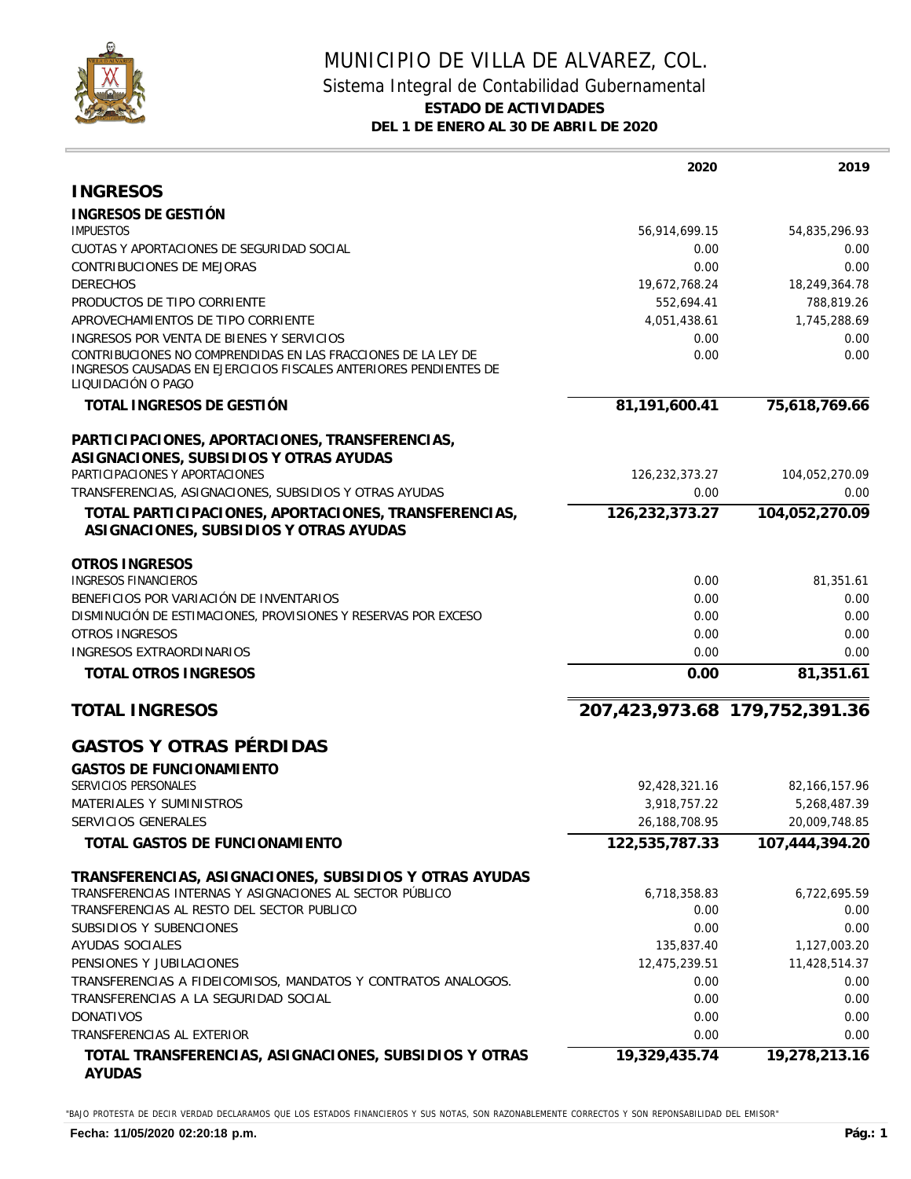# MUNICIPIO DE VILLA DE ALVAREZ, COL.

## Sistema Integral de Contabilidad Gubernamental

### ESTADO DE ACTIVIDADES

### DEL 1 DE ENERO AL 30 DE ABRIL DE 2020

| | 2020 | 2019 |
|---|---:|---:|
| **INGRESOS** | | |
| **INGRESOS DE GESTIÓN** | | |
| IMPUESTOS | 56,914,699.15 | 54,835,296.93 |
| CUOTAS Y APORTACIONES DE SEGURIDAD SOCIAL | 0.00 | 0.00 |
| CONTRIBUCIONES DE MEJORAS | 0.00 | 0.00 |
| DERECHOS | 19,672,768.24 | 18,249,364.78 |
| PRODUCTOS DE TIPO CORRIENTE | 552,694.41 | 788,819.26 |
| APROVECHAMIENTOS DE TIPO CORRIENTE | 4,051,438.61 | 1,745,288.69 |
| INGRESOS POR VENTA DE BIENES Y SERVICIOS | 0.00 | 0.00 |
| CONTRIBUCIONES NO COMPRENDIDAS EN LAS FRACCIONES DE LA LEY DE INGRESOS CAUSADAS EN EJERCICIOS FISCALES ANTERIORES PENDIENTES DE LIQUIDACIÓN O PAGO | 0.00 | 0.00 |
| **TOTAL INGRESOS DE GESTIÓN** | **81,191,600.41** | **75,618,769.66** |
| **PARTICIPACIONES, APORTACIONES, TRANSFERENCIAS, ASIGNACIONES, SUBSIDIOS Y OTRAS AYUDAS** | | |
| PARTICIPACIONES Y APORTACIONES | 126,232,373.27 | 104,052,270.09 |
| TRANSFERENCIAS, ASIGNACIONES, SUBSIDIOS Y OTRAS AYUDAS | 0.00 | 0.00 |
| **TOTAL PARTICIPACIONES, APORTACIONES, TRANSFERENCIAS, ASIGNACIONES, SUBSIDIOS Y OTRAS AYUDAS** | **126,232,373.27** | **104,052,270.09** |
| **OTROS INGRESOS** | | |
| INGRESOS FINANCIEROS | 0.00 | 81,351.61 |
| BENEFICIOS POR VARIACIÓN DE INVENTARIOS | 0.00 | 0.00 |
| DISMINUCIÓN DE ESTIMACIONES, PROVISIONES Y RESERVAS POR EXCESO | 0.00 | 0.00 |
| OTROS INGRESOS | 0.00 | 0.00 |
| INGRESOS EXTRAORDINARIOS | 0.00 | 0.00 |
| **TOTAL OTROS INGRESOS** | **0.00** | **81,351.61** |
| **TOTAL INGRESOS** | **207,423,973.68** | **179,752,391.36** |
| **GASTOS Y OTRAS PÉRDIDAS** | | |
| **GASTOS DE FUNCIONAMIENTO** | | |
| SERVICIOS PERSONALES | 92,428,321.16 | 82,166,157.96 |
| MATERIALES Y SUMINISTROS | 3,918,757.22 | 5,268,487.39 |
| SERVICIOS GENERALES | 26,188,708.95 | 20,009,748.85 |
| **TOTAL GASTOS DE FUNCIONAMIENTO** | **122,535,787.33** | **107,444,394.20** |
| **TRANSFERENCIAS, ASIGNACIONES, SUBSIDIOS Y OTRAS AYUDAS** | | |
| TRANSFERENCIAS INTERNAS Y ASIGNACIONES AL SECTOR PÚBLICO | 6,718,358.83 | 6,722,695.59 |
| TRANSFERENCIAS AL RESTO DEL SECTOR PUBLICO | 0.00 | 0.00 |
| SUBSIDIOS Y SUBENCIONES | 0.00 | 0.00 |
| AYUDAS SOCIALES | 135,837.40 | 1,127,003.20 |
| PENSIONES Y JUBILACIONES | 12,475,239.51 | 11,428,514.37 |
| TRANSFERENCIAS A FIDEICOMISOS, MANDATOS Y CONTRATOS ANALOGOS. | 0.00 | 0.00 |
| TRANSFERENCIAS A LA SEGURIDAD SOCIAL | 0.00 | 0.00 |
| DONATIVOS | 0.00 | 0.00 |
| TRANSFERENCIAS AL EXTERIOR | 0.00 | 0.00 |
| **TOTAL TRANSFERENCIAS, ASIGNACIONES, SUBSIDIOS Y OTRAS AYUDAS** | **19,329,435.74** | **19,278,213.16** |

"BAJO PROTESTA DE DECIR VERDAD DECLARAMOS QUE LOS ESTADOS FINANCIEROS Y SUS NOTAS, SON RAZONABLEMENTE CORRECTOS Y SON REPONSABILIDAD DEL EMISOR"

**Fecha: 11/05/2020 02:20:18 p.m.**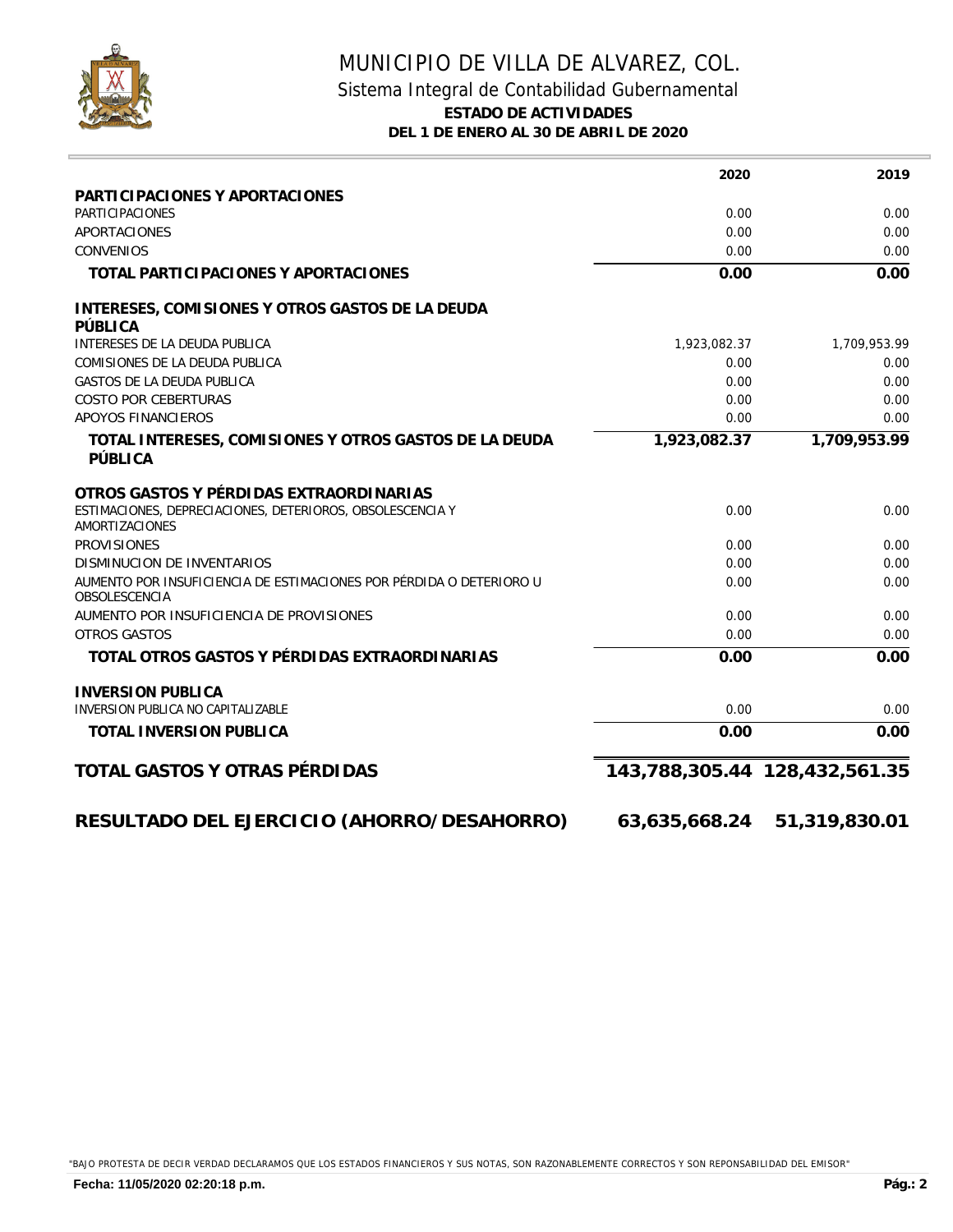# MUNICIPIO DE VILLA DE ALVAREZ, COL.

## Sistema Integral de Contabilidad Gubernamental

### ESTADO DE ACTIVIDADES

**DEL 1 DE ENERO AL 30 DE ABRIL DE 2020**

| | 2020 | 2019 |
|---|---|---|
| **PARTICIPACIONES Y APORTACIONES** | | |
| PARTICIPACIONES | 0.00 | 0.00 |
| APORTACIONES | 0.00 | 0.00 |
| CONVENIOS | 0.00 | 0.00 |
| **TOTAL PARTICIPACIONES Y APORTACIONES** | **0.00** | **0.00** |
| **INTERESES, COMISIONES Y OTROS GASTOS DE LA DEUDA PÚBLICA** | | |
| INTERESES DE LA DEUDA PUBLICA | 1,923,082.37 | 1,709,953.99 |
| COMISIONES DE LA DEUDA PUBLICA | 0.00 | 0.00 |
| GASTOS DE LA DEUDA PUBLICA | 0.00 | 0.00 |
| COSTO POR CEBERTURAS | 0.00 | 0.00 |
| APOYOS FINANCIEROS | 0.00 | 0.00 |
| **TOTAL INTERESES, COMISIONES Y OTROS GASTOS DE LA DEUDA PÚBLICA** | **1,923,082.37** | **1,709,953.99** |
| **OTROS GASTOS Y PÉRDIDAS EXTRAORDINARIAS** | | |
| ESTIMACIONES, DEPRECIACIONES, DETERIOROS, OBSOLESCENCIA Y AMORTIZACIONES | 0.00 | 0.00 |
| PROVISIONES | 0.00 | 0.00 |
| DISMINUCION DE INVENTARIOS | 0.00 | 0.00 |
| AUMENTO POR INSUFICIENCIA DE ESTIMACIONES POR PÉRDIDA O DETERIORO U OBSOLESCENCIA | 0.00 | 0.00 |
| AUMENTO POR INSUFICIENCIA DE PROVISIONES | 0.00 | 0.00 |
| OTROS GASTOS | 0.00 | 0.00 |
| **TOTAL OTROS GASTOS Y PÉRDIDAS EXTRAORDINARIAS** | **0.00** | **0.00** |
| **INVERSION PUBLICA** | | |
| INVERSION PUBLICA NO CAPITALIZABLE | 0.00 | 0.00 |
| **TOTAL INVERSION PUBLICA** | **0.00** | **0.00** |
| **TOTAL GASTOS Y OTRAS PÉRDIDAS** | **143,788,305.44** | **128,432,561.35** |
| **RESULTADO DEL EJERCICIO (AHORRO/DESAHORRO)** | **63,635,668.24** | **51,319,830.01** |

"BAJO PROTESTA DE DECIR VERDAD DECLARAMOS QUE LOS ESTADOS FINANCIEROS Y SUS NOTAS, SON RAZONABLEMENTE CORRECTOS Y SON REPONSABILIDAD DEL EMISOR"

**Fecha: 11/05/2020 02:20:18 p.m.**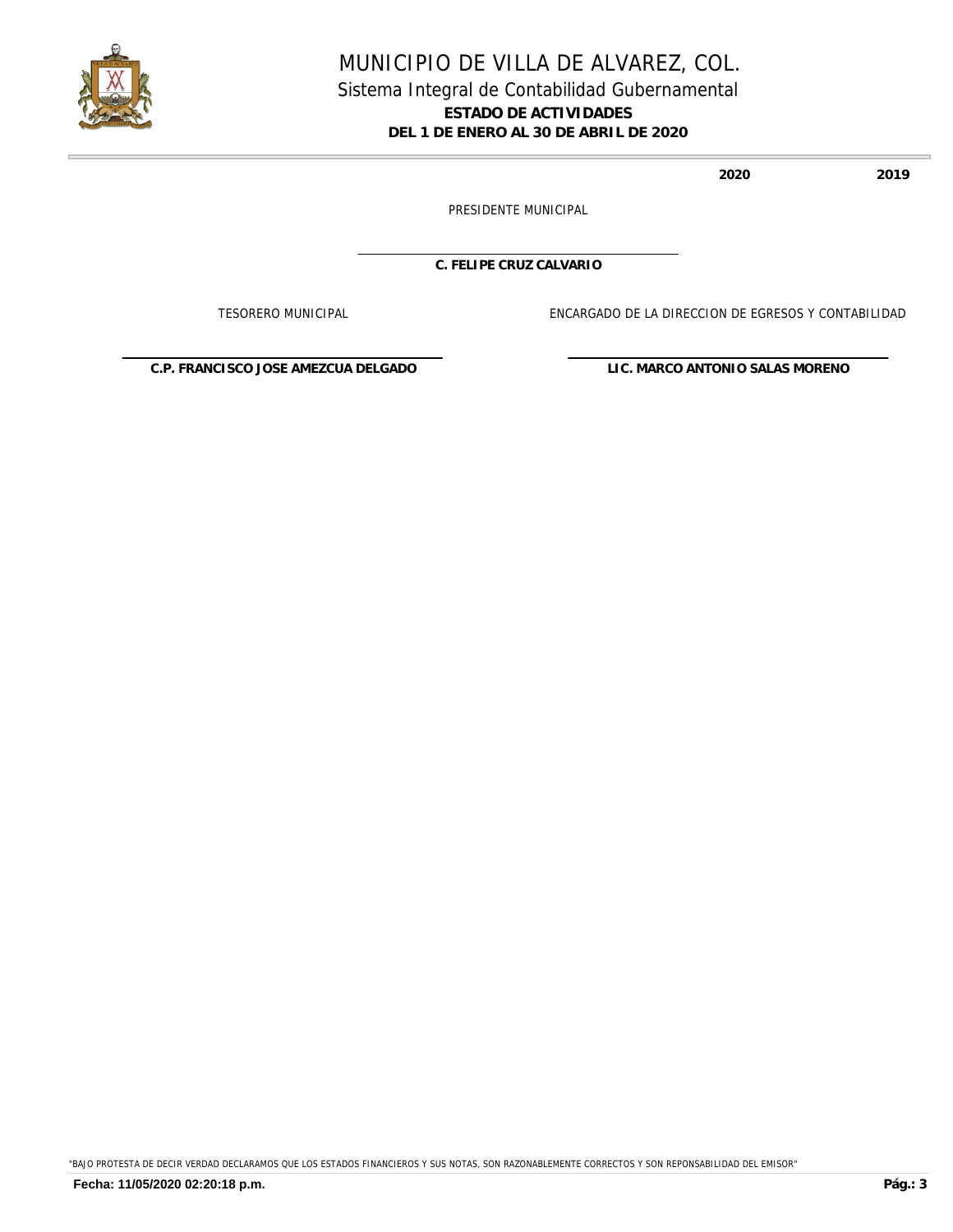# MUNICIPIO DE VILLA DE ALVAREZ, COL.

Sistema Integral de Contabilidad Gubernamental

**ESTADO DE ACTIVIDADES**

**DEL 1 DE ENERO AL 30 DE ABRIL DE 2020**

| | **2020** | **2019** |
|---|---|---|

PRESIDENTE MUNICIPAL

**C. FELIPE CRUZ CALVARIO**

TESORERO MUNICIPAL

**C.P. FRANCISCO JOSE AMEZCUA DELGADO**

ENCARGADO DE LA DIRECCION DE EGRESOS Y CONTABILIDAD

**LIC. MARCO ANTONIO SALAS MORENO**

"BAJO PROTESTA DE DECIR VERDAD DECLARAMOS QUE LOS ESTADOS FINANCIEROS Y SUS NOTAS, SON RAZONABLEMENTE CORRECTOS Y SON REPONSABILIDAD DEL EMISOR"

**Fecha: 11/05/2020 02:20:18 p.m.**